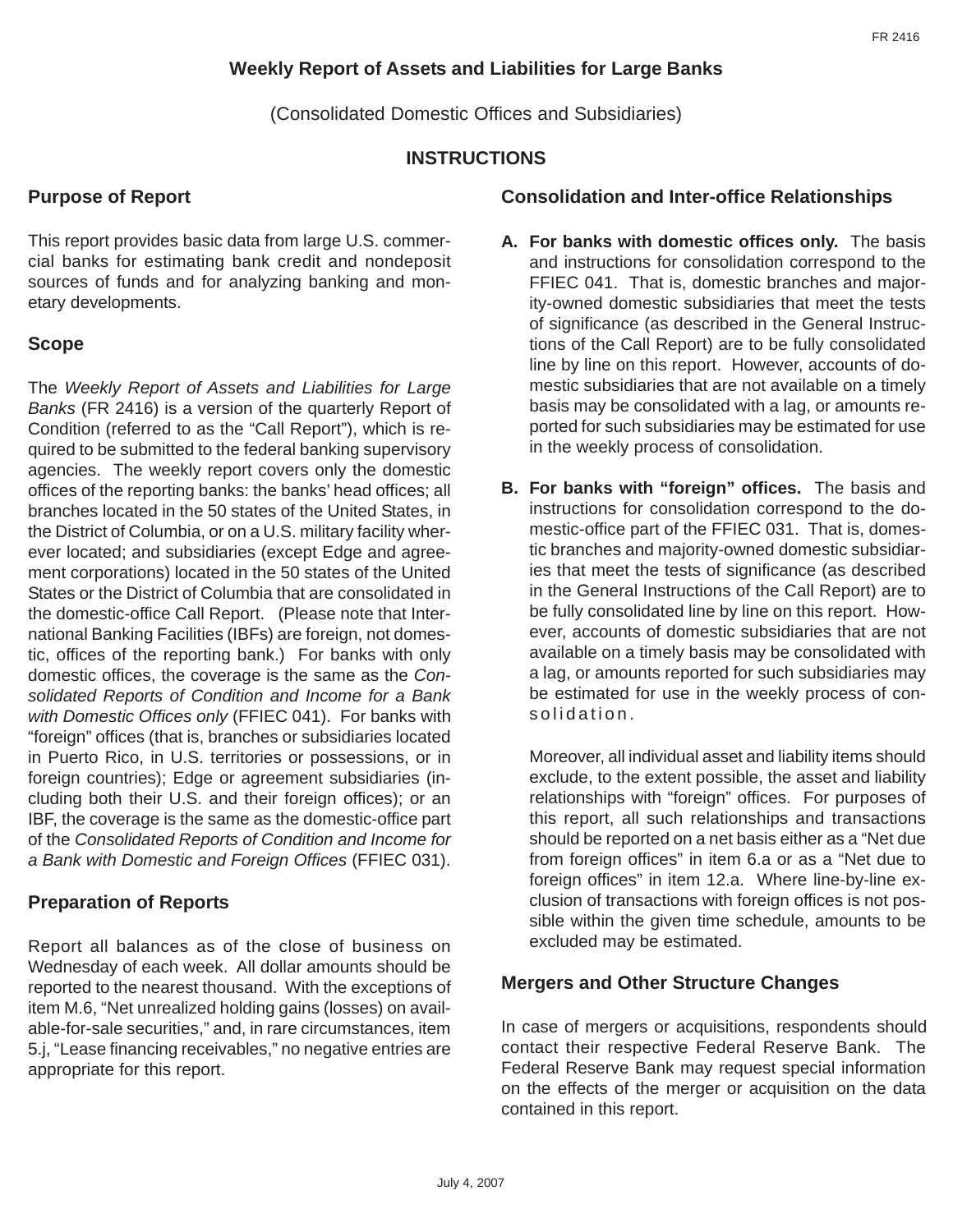# Weekly Report of Assets and Liabilities for Large Banks

(Consolidated Domestic Offices and Subsidiaries)

## INSTRUCTIONS

### Purpose of Report

This report provides basic data from large U.S. commercial banks for estimating bank credit and nondeposit sources of funds and for analyzing banking and monetary developments.

### Scope

The *Weekly Report of Assets and Liabilities for Large Banks* (FR 2416) is a version of the quarterly Report of Condition (referred to as the "Call Report"), which is required to be submitted to the federal banking supervisory agencies. The weekly report covers only the domestic offices of the reporting banks: the banks' head offices; all branches located in the 50 states of the United States, in the District of Columbia, or on a U.S. military facility wherever located; and subsidiaries (except Edge and agreement corporations) located in the 50 states of the United States or the District of Columbia that are consolidated in the domestic-office Call Report. (Please note that International Banking Facilities (IBFs) are foreign, not domestic, offices of the reporting bank.) For banks with only domestic offices, the coverage is the same as the *Consolidated Reports of Condition and Income for a Bank with Domestic Offices only* (FFIEC 041). For banks with "foreign" offices (that is, branches or subsidiaries located in Puerto Rico, in U.S. territories or possessions, or in foreign countries); Edge or agreement subsidiaries (including both their U.S. and their foreign offices); or an IBF, the coverage is the same as the domestic-office part of the *Consolidated Reports of Condition and Income for a Bank with Domestic and Foreign Offices* (FFIEC 031).

### Preparation of Reports

Report all balances as of the close of business on Wednesday of each week. All dollar amounts should be reported to the nearest thousand. With the exceptions of item M.6, "Net unrealized holding gains (losses) on available-for-sale securities," and, in rare circumstances, item 5.j, "Lease financing receivables," no negative entries are appropriate for this report.

### Consolidation and Inter-office Relationships

**A. For banks with domestic offices only.** The basis and instructions for consolidation correspond to the FFIEC 041. That is, domestic branches and majority-owned domestic subsidiaries that meet the tests of significance (as described in the General Instructions of the Call Report) are to be fully consolidated line by line on this report. However, accounts of domestic subsidiaries that are not available on a timely basis may be consolidated with a lag, or amounts reported for such subsidiaries may be estimated for use in the weekly process of consolidation.

**B. For banks with "foreign" offices.** The basis and instructions for consolidation correspond to the domestic-office part of the FFIEC 031. That is, domestic branches and majority-owned domestic subsidiaries that meet the tests of significance (as described in the General Instructions of the Call Report) are to be fully consolidated line by line on this report. However, accounts of domestic subsidiaries that are not available on a timely basis may be consolidated with a lag, or amounts reported for such subsidiaries may be estimated for use in the weekly process of consolidation.

Moreover, all individual asset and liability items should exclude, to the extent possible, the asset and liability relationships with "foreign" offices. For purposes of this report, all such relationships and transactions should be reported on a net basis either as a "Net due from foreign offices" in item 6.a or as a "Net due to foreign offices" in item 12.a. Where line-by-line exclusion of transactions with foreign offices is not possible within the given time schedule, amounts to be excluded may be estimated.

### Mergers and Other Structure Changes

In case of mergers or acquisitions, respondents should contact their respective Federal Reserve Bank. The Federal Reserve Bank may request special information on the effects of the merger or acquisition on the data contained in this report.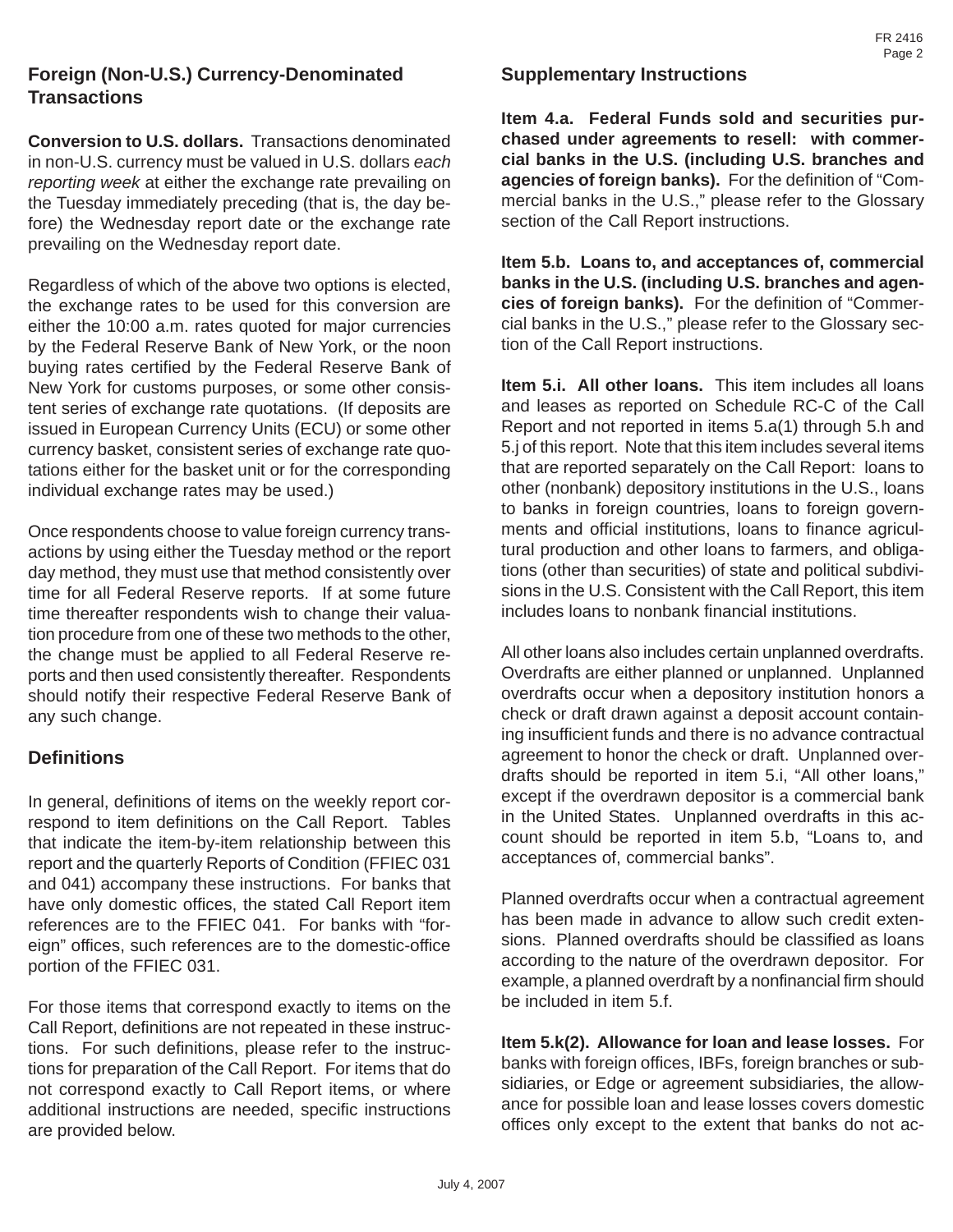## Foreign (Non-U.S.) Currency-Denominated Transactions

**Conversion to U.S. dollars.** Transactions denominated in non-U.S. currency must be valued in U.S. dollars *each reporting week* at either the exchange rate prevailing on the Tuesday immediately preceding (that is, the day before) the Wednesday report date or the exchange rate prevailing on the Wednesday report date.

Regardless of which of the above two options is elected, the exchange rates to be used for this conversion are either the 10:00 a.m. rates quoted for major currencies by the Federal Reserve Bank of New York, or the noon buying rates certified by the Federal Reserve Bank of New York for customs purposes, or some other consistent series of exchange rate quotations. (If deposits are issued in European Currency Units (ECU) or some other currency basket, consistent series of exchange rate quotations either for the basket unit or for the corresponding individual exchange rates may be used.)

Once respondents choose to value foreign currency transactions by using either the Tuesday method or the report day method, they must use that method consistently over time for all Federal Reserve reports. If at some future time thereafter respondents wish to change their valuation procedure from one of these two methods to the other, the change must be applied to all Federal Reserve reports and then used consistently thereafter. Respondents should notify their respective Federal Reserve Bank of any such change.

## Definitions

In general, definitions of items on the weekly report correspond to item definitions on the Call Report. Tables that indicate the item-by-item relationship between this report and the quarterly Reports of Condition (FFIEC 031 and 041) accompany these instructions. For banks that have only domestic offices, the stated Call Report item references are to the FFIEC 041. For banks with "foreign" offices, such references are to the domestic-office portion of the FFIEC 031.

For those items that correspond exactly to items on the Call Report, definitions are not repeated in these instructions. For such definitions, please refer to the instructions for preparation of the Call Report. For items that do not correspond exactly to Call Report items, or where additional instructions are needed, specific instructions are provided below.

## Supplementary Instructions

**Item 4.a. Federal Funds sold and securities purchased under agreements to resell: with commercial banks in the U.S. (including U.S. branches and agencies of foreign banks).** For the definition of "Commercial banks in the U.S.," please refer to the Glossary section of the Call Report instructions.

**Item 5.b. Loans to, and acceptances of, commercial banks in the U.S. (including U.S. branches and agencies of foreign banks).** For the definition of "Commercial banks in the U.S.," please refer to the Glossary section of the Call Report instructions.

**Item 5.i. All other loans.** This item includes all loans and leases as reported on Schedule RC-C of the Call Report and not reported in items 5.a(1) through 5.h and 5.j of this report. Note that this item includes several items that are reported separately on the Call Report: loans to other (nonbank) depository institutions in the U.S., loans to banks in foreign countries, loans to foreign governments and official institutions, loans to finance agricultural production and other loans to farmers, and obligations (other than securities) of state and political subdivisions in the U.S. Consistent with the Call Report, this item includes loans to nonbank financial institutions.

All other loans also includes certain unplanned overdrafts. Overdrafts are either planned or unplanned. Unplanned overdrafts occur when a depository institution honors a check or draft drawn against a deposit account containing insufficient funds and there is no advance contractual agreement to honor the check or draft. Unplanned overdrafts should be reported in item 5.i, "All other loans," except if the overdrawn depositor is a commercial bank in the United States. Unplanned overdrafts in this account should be reported in item 5.b, "Loans to, and acceptances of, commercial banks".

Planned overdrafts occur when a contractual agreement has been made in advance to allow such credit extensions. Planned overdrafts should be classified as loans according to the nature of the overdrawn depositor. For example, a planned overdraft by a nonfinancial firm should be included in item 5.f.

**Item 5.k(2). Allowance for loan and lease losses.** For banks with foreign offices, IBFs, foreign branches or subsidiaries, or Edge or agreement subsidiaries, the allowance for possible loan and lease losses covers domestic offices only except to the extent that banks do not ac-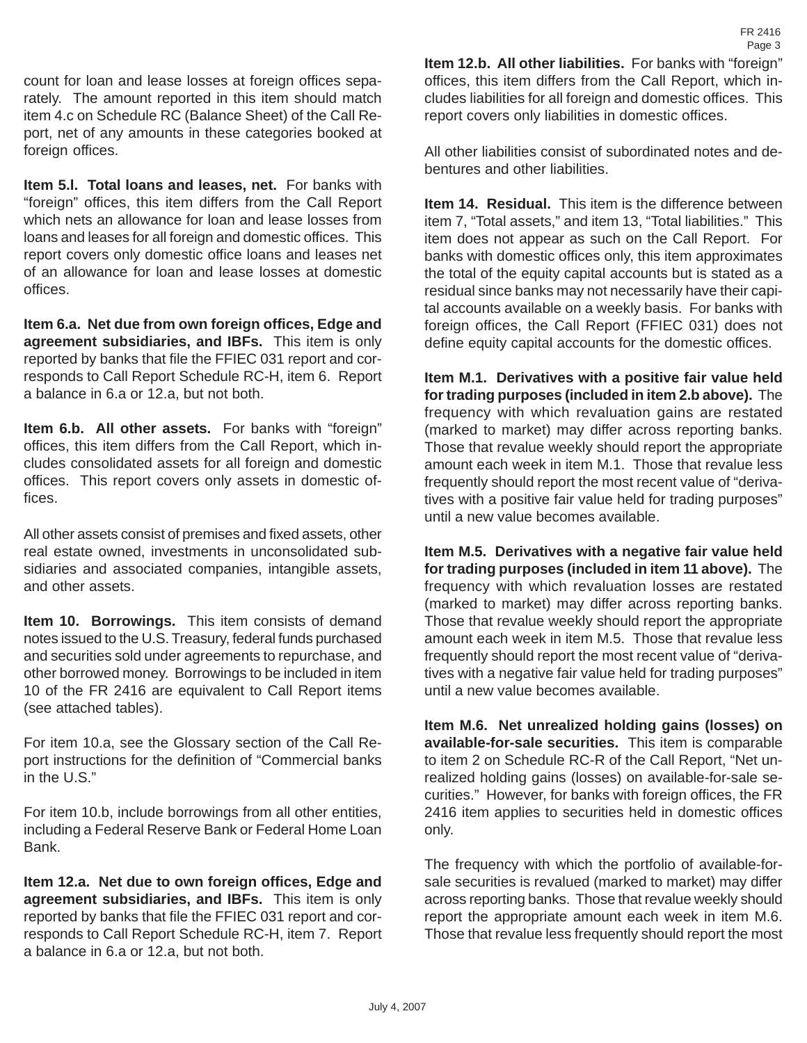count for loan and lease losses at foreign offices separately. The amount reported in this item should match item 4.c on Schedule RC (Balance Sheet) of the Call Report, net of any amounts in these categories booked at foreign offices.

**Item 5.l. Total loans and leases, net.** For banks with "foreign" offices, this item differs from the Call Report which nets an allowance for loan and lease losses from loans and leases for all foreign and domestic offices. This report covers only domestic office loans and leases net of an allowance for loan and lease losses at domestic offices.

**Item 6.a. Net due from own foreign offices, Edge and agreement subsidiaries, and IBFs.** This item is only reported by banks that file the FFIEC 031 report and corresponds to Call Report Schedule RC-H, item 6. Report a balance in 6.a or 12.a, but not both.

**Item 6.b. All other assets.** For banks with "foreign" offices, this item differs from the Call Report, which includes consolidated assets for all foreign and domestic offices. This report covers only assets in domestic offices.

All other assets consist of premises and fixed assets, other real estate owned, investments in unconsolidated subsidiaries and associated companies, intangible assets, and other assets.

**Item 10. Borrowings.** This item consists of demand notes issued to the U.S. Treasury, federal funds purchased and securities sold under agreements to repurchase, and other borrowed money. Borrowings to be included in item 10 of the FR 2416 are equivalent to Call Report items (see attached tables).

For item 10.a, see the Glossary section of the Call Report instructions for the definition of "Commercial banks in the U.S."

For item 10.b, include borrowings from all other entities, including a Federal Reserve Bank or Federal Home Loan Bank.

**Item 12.a. Net due to own foreign offices, Edge and agreement subsidiaries, and IBFs.** This item is only reported by banks that file the FFIEC 031 report and corresponds to Call Report Schedule RC-H, item 7. Report a balance in 6.a or 12.a, but not both.

**Item 12.b. All other liabilities.** For banks with "foreign" offices, this item differs from the Call Report, which includes liabilities for all foreign and domestic offices. This report covers only liabilities in domestic offices.

All other liabilities consist of subordinated notes and debentures and other liabilities.

**Item 14. Residual.** This item is the difference between item 7, "Total assets," and item 13, "Total liabilities." This item does not appear as such on the Call Report. For banks with domestic offices only, this item approximates the total of the equity capital accounts but is stated as a residual since banks may not necessarily have their capital accounts available on a weekly basis. For banks with foreign offices, the Call Report (FFIEC 031) does not define equity capital accounts for the domestic offices.

**Item M.1. Derivatives with a positive fair value held for trading purposes (included in item 2.b above).** The frequency with which revaluation gains are restated (marked to market) may differ across reporting banks. Those that revalue weekly should report the appropriate amount each week in item M.1. Those that revalue less frequently should report the most recent value of "derivatives with a positive fair value held for trading purposes" until a new value becomes available.

**Item M.5. Derivatives with a negative fair value held for trading purposes (included in item 11 above).** The frequency with which revaluation losses are restated (marked to market) may differ across reporting banks. Those that revalue weekly should report the appropriate amount each week in item M.5. Those that revalue less frequently should report the most recent value of "derivatives with a negative fair value held for trading purposes" until a new value becomes available.

**Item M.6. Net unrealized holding gains (losses) on available-for-sale securities.** This item is comparable to item 2 on Schedule RC-R of the Call Report, "Net unrealized holding gains (losses) on available-for-sale securities." However, for banks with foreign offices, the FR 2416 item applies to securities held in domestic offices only.

The frequency with which the portfolio of available-for-sale securities is revalued (marked to market) may differ across reporting banks. Those that revalue weekly should report the appropriate amount each week in item M.6. Those that revalue less frequently should report the most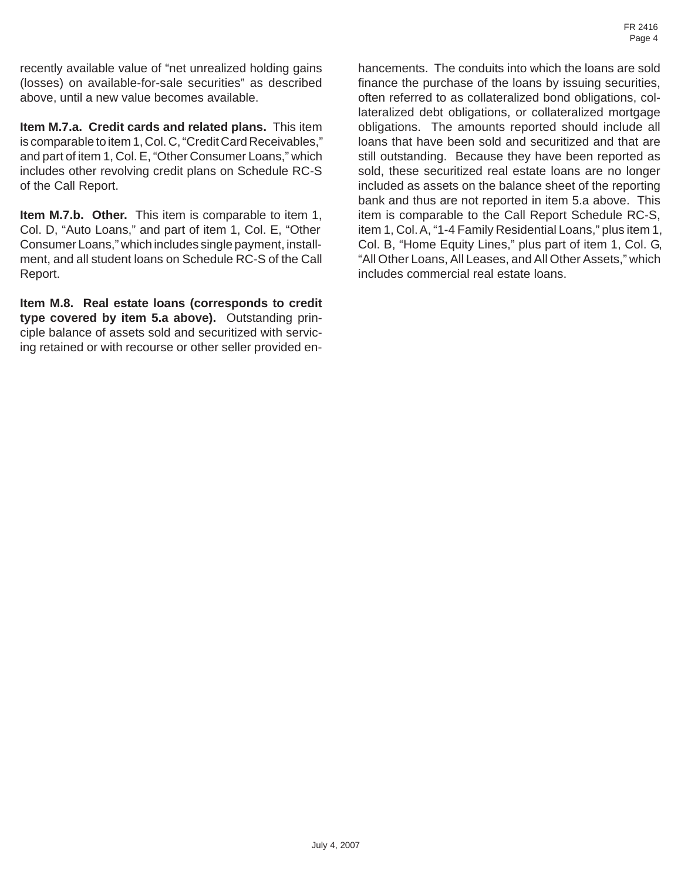recently available value of "net unrealized holding gains (losses) on available-for-sale securities" as described above, until a new value becomes available.

**Item M.7.a. Credit cards and related plans.** This item is comparable to item 1, Col. C, "Credit Card Receivables," and part of item 1, Col. E, "Other Consumer Loans," which includes other revolving credit plans on Schedule RC-S of the Call Report.

**Item M.7.b. Other.** This item is comparable to item 1, Col. D, "Auto Loans," and part of item 1, Col. E, "Other Consumer Loans," which includes single payment, installment, and all student loans on Schedule RC-S of the Call Report.

**Item M.8. Real estate loans (corresponds to credit type covered by item 5.a above).** Outstanding principle balance of assets sold and securitized with servicing retained or with recourse or other seller provided enhancements. The conduits into which the loans are sold finance the purchase of the loans by issuing securities, often referred to as collateralized bond obligations, collateralized debt obligations, or collateralized mortgage obligations. The amounts reported should include all loans that have been sold and securitized and that are still outstanding. Because they have been reported as sold, these securitized real estate loans are no longer included as assets on the balance sheet of the reporting bank and thus are not reported in item 5.a above. This item is comparable to the Call Report Schedule RC-S, item 1, Col. A, "1-4 Family Residential Loans," plus item 1, Col. B, "Home Equity Lines," plus part of item 1, Col. G, "All Other Loans, All Leases, and All Other Assets," which includes commercial real estate loans.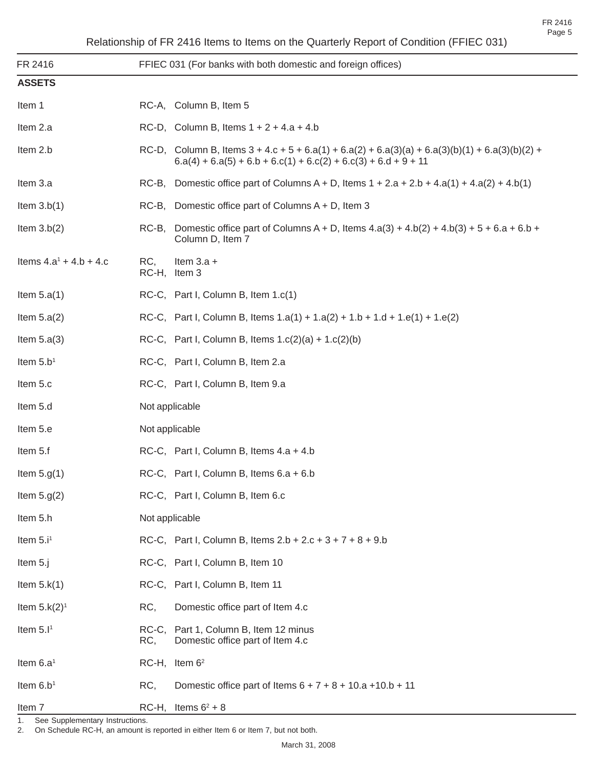Relationship of FR 2416 Items to Items on the Quarterly Report of Condition (FFIEC 031)

| FR 2416 | FFIEC 031 (For banks with both domestic and foreign offices) | |
|---|---|---|
| **ASSETS** | | |
| Item 1 | RC-A, | Column B, Item 5 |
| Item 2.a | RC-D, | Column B, Items 1 + 2 + 4.a + 4.b |
| Item 2.b | RC-D, | Column B, Items 3 + 4.c + 5 + 6.a(1) + 6.a(2) + 6.a(3)(a) + 6.a(3)(b)(1) + 6.a(3)(b)(2) + 6.a(4) + 6.a(5) + 6.b + 6.c(1) + 6.c(2) + 6.c(3) + 6.d + 9 + 11 |
| Item 3.a | RC-B, | Domestic office part of Columns A + D, Items 1 + 2.a + 2.b + 4.a(1) + 4.a(2) + 4.b(1) |
| Item 3.b(1) | RC-B, | Domestic office part of Columns A + D, Item 3 |
| Item 3.b(2) | RC-B, | Domestic office part of Columns A + D, Items 4.a(3) + 4.b(2) + 4.b(3) + 5 + 6.a + 6.b + Column D, Item 7 |
| Items 4.a[1] + 4.b + 4.c | RC, RC-H, | Item 3.a + Item 3 |
| Item 5.a(1) | RC-C, | Part I, Column B, Item 1.c(1) |
| Item 5.a(2) | RC-C, | Part I, Column B, Items 1.a(1) + 1.a(2) + 1.b + 1.d + 1.e(1) + 1.e(2) |
| Item 5.a(3) | RC-C, | Part I, Column B, Items 1.c(2)(a) + 1.c(2)(b) |
| Item 5.b[1] | RC-C, | Part I, Column B, Item 2.a |
| Item 5.c | RC-C, | Part I, Column B, Item 9.a |
| Item 5.d | Not applicable | |
| Item 5.e | Not applicable | |
| Item 5.f | RC-C, | Part I, Column B, Items 4.a + 4.b |
| Item 5.g(1) | RC-C, | Part I, Column B, Items 6.a + 6.b |
| Item 5.g(2) | RC-C, | Part I, Column B, Item 6.c |
| Item 5.h | Not applicable | |
| Item 5.i[1] | RC-C, | Part I, Column B, Items 2.b + 2.c + 3 + 7 + 8 + 9.b |
| Item 5.j | RC-C, | Part I, Column B, Item 10 |
| Item 5.k(1) | RC-C, | Part I, Column B, Item 11 |
| Item 5.k(2)[1] | RC, | Domestic office part of Item 4.c |
| Item 5.l[1] | RC-C, RC, | Part 1, Column B, Item 12 minus Domestic office part of Item 4.c |
| Item 6.a[1] | RC-H, | Item 6[2] |
| Item 6.b[1] | RC, | Domestic office part of Items 6 + 7 + 8 + 10.a +10.b + 11 |
| Item 7 | RC-H, | Items 6[2] + 8 |

1. See Supplementary Instructions.
2. On Schedule RC-H, an amount is reported in either Item 6 or Item 7, but not both.

March 31, 2008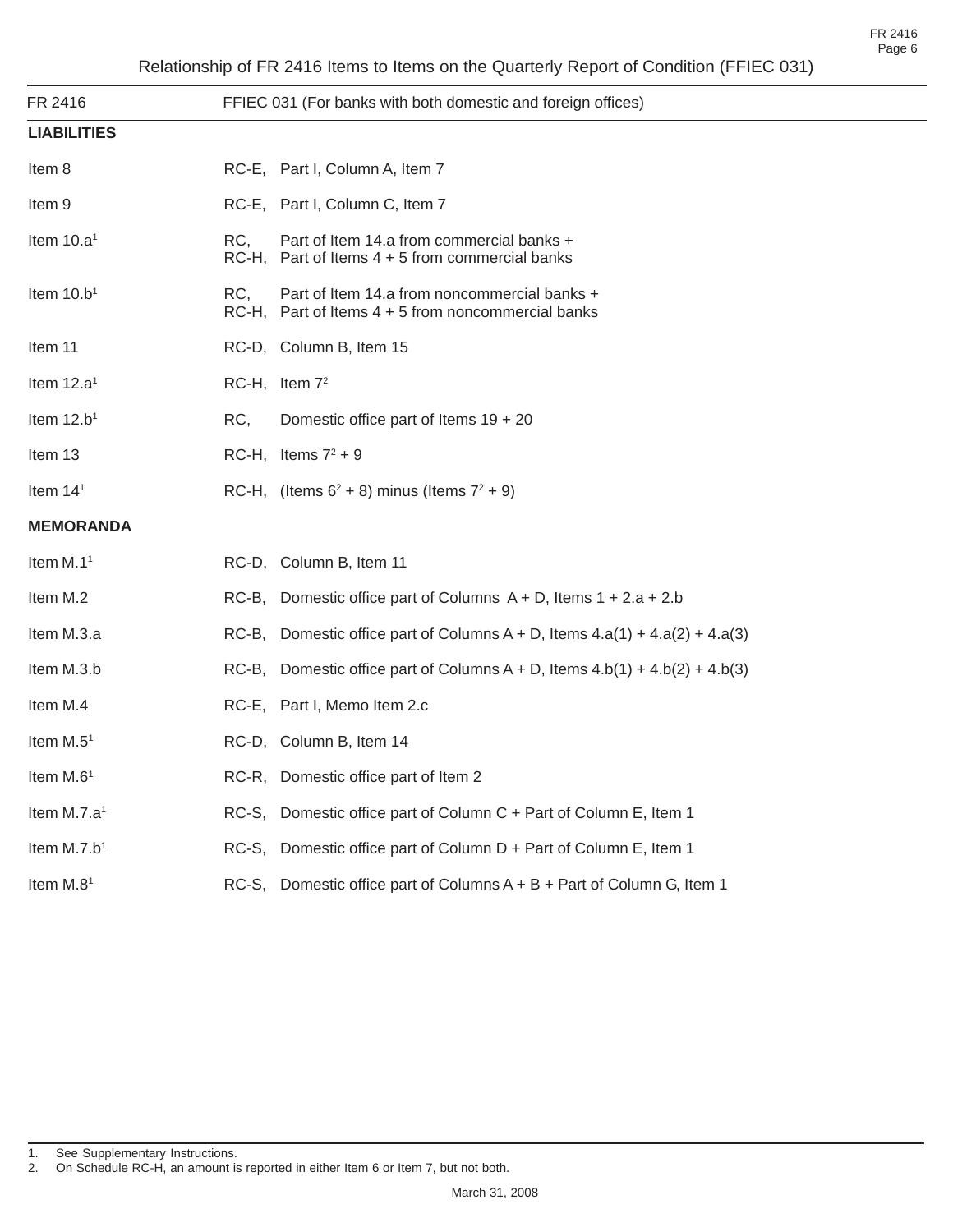Relationship of FR 2416 Items to Items on the Quarterly Report of Condition (FFIEC 031)

| FR 2416 | FFIEC 031 (For banks with both domestic and foreign offices) | |
|---|---|---|
| **LIABILITIES** | | |
| Item 8 | RC-E, | Part I, Column A, Item 7 |
| Item 9 | RC-E, | Part I, Column C, Item 7 |
| Item 10.a[1] | RC,<br>RC-H, | Part of Item 14.a from commercial banks +<br>Part of Items 4 + 5 from commercial banks |
| Item 10.b[1] | RC,<br>RC-H, | Part of Item 14.a from noncommercial banks +<br>Part of Items 4 + 5 from noncommercial banks |
| Item 11 | RC-D, | Column B, Item 15 |
| Item 12.a[1] | RC-H, | Item 7[2] |
| Item 12.b[1] | RC, | Domestic office part of Items 19 + 20 |
| Item 13 | RC-H, | Items 7[2] + 9 |
| Item 14[1] | RC-H, | (Items 6[2] + 8) minus (Items 7[2] + 9) |
| **MEMORANDA** | | |
| Item M.1[1] | RC-D, | Column B, Item 11 |
| Item M.2 | RC-B, | Domestic office part of Columns A + D, Items 1 + 2.a + 2.b |
| Item M.3.a | RC-B, | Domestic office part of Columns A + D, Items 4.a(1) + 4.a(2) + 4.a(3) |
| Item M.3.b | RC-B, | Domestic office part of Columns A + D, Items 4.b(1) + 4.b(2) + 4.b(3) |
| Item M.4 | RC-E, | Part I, Memo Item 2.c |
| Item M.5[1] | RC-D, | Column B, Item 14 |
| Item M.6[1] | RC-R, | Domestic office part of Item 2 |
| Item M.7.a[1] | RC-S, | Domestic office part of Column C + Part of Column E, Item 1 |
| Item M.7.b[1] | RC-S, | Domestic office part of Column D + Part of Column E, Item 1 |
| Item M.8[1] | RC-S, | Domestic office part of Columns A + B + Part of Column G, Item 1 |

1. See Supplementary Instructions.
2. On Schedule RC-H, an amount is reported in either Item 6 or Item 7, but not both.

March 31, 2008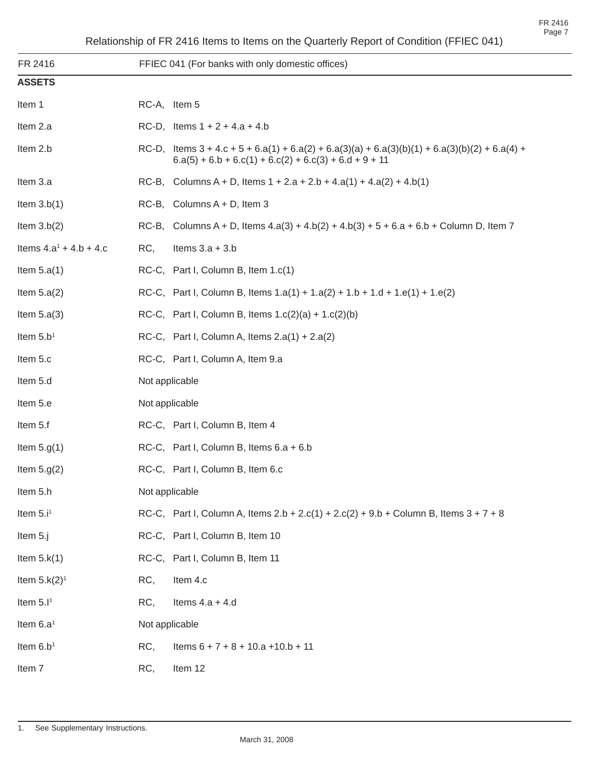Relationship of FR 2416 Items to Items on the Quarterly Report of Condition (FFIEC 041)

| FR 2416 | FFIEC 041 (For banks with only domestic offices) |
|---|---|
| **ASSETS** | |
| Item 1 | RC-A, Item 5 |
| Item 2.a | RC-D, Items 1 + 2 + 4.a + 4.b |
| Item 2.b | RC-D, Items 3 + 4.c + 5 + 6.a(1) + 6.a(2) + 6.a(3)(a) + 6.a(3)(b)(1) + 6.a(3)(b)(2) + 6.a(4) + 6.a(5) + 6.b + 6.c(1) + 6.c(2) + 6.c(3) + 6.d + 9 + 11 |
| Item 3.a | RC-B, Columns A + D, Items 1 + 2.a + 2.b + 4.a(1) + 4.a(2) + 4.b(1) |
| Item 3.b(1) | RC-B, Columns A + D, Item 3 |
| Item 3.b(2) | RC-B, Columns A + D, Items 4.a(3) + 4.b(2) + 4.b(3) + 5 + 6.a + 6.b + Column D, Item 7 |
| Items 4.a[1] + 4.b + 4.c | RC, Items 3.a + 3.b |
| Item 5.a(1) | RC-C, Part I, Column B, Item 1.c(1) |
| Item 5.a(2) | RC-C, Part I, Column B, Items 1.a(1) + 1.a(2) + 1.b + 1.d + 1.e(1) + 1.e(2) |
| Item 5.a(3) | RC-C, Part I, Column B, Items 1.c(2)(a) + 1.c(2)(b) |
| Item 5.b[1] | RC-C, Part I, Column A, Items 2.a(1) + 2.a(2) |
| Item 5.c | RC-C, Part I, Column A, Item 9.a |
| Item 5.d | Not applicable |
| Item 5.e | Not applicable |
| Item 5.f | RC-C, Part I, Column B, Item 4 |
| Item 5.g(1) | RC-C, Part I, Column B, Items 6.a + 6.b |
| Item 5.g(2) | RC-C, Part I, Column B, Item 6.c |
| Item 5.h | Not applicable |
| Item 5.i[1] | RC-C, Part I, Column A, Items 2.b + 2.c(1) + 2.c(2) + 9.b + Column B, Items 3 + 7 + 8 |
| Item 5.j | RC-C, Part I, Column B, Item 10 |
| Item 5.k(1) | RC-C, Part I, Column B, Item 11 |
| Item 5.k(2)[1] | RC, Item 4.c |
| Item 5.l[1] | RC, Items 4.a + 4.d |
| Item 6.a[1] | Not applicable |
| Item 6.b[1] | RC, Items 6 + 7 + 8 + 10.a +10.b + 11 |
| Item 7 | RC, Item 12 |

1. See Supplementary Instructions.

March 31, 2008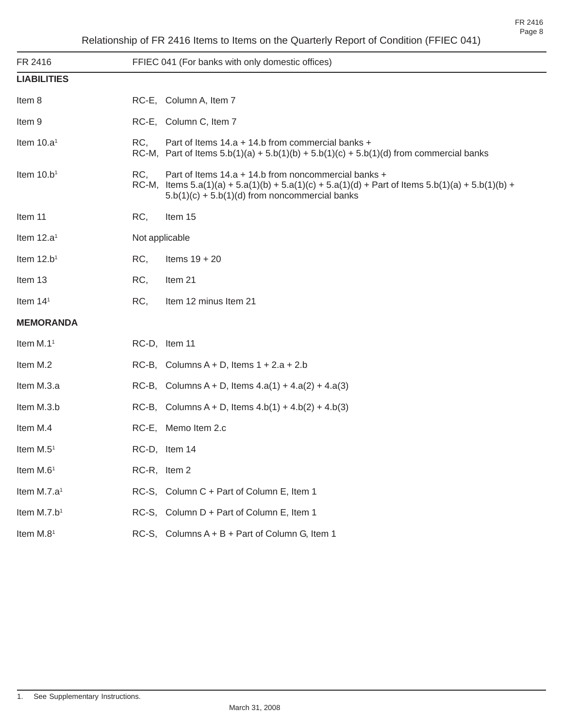## Relationship of FR 2416 Items to Items on the Quarterly Report of Condition (FFIEC 041)

| FR 2416 | FFIEC 041 (For banks with only domestic offices) |
|---|---|
| **LIABILITIES** | |
| Item 8 | RC-E, Column A, Item 7 |
| Item 9 | RC-E, Column C, Item 7 |
| Item 10.a[1] | RC, Part of Items 14.a + 14.b from commercial banks + RC-M, Part of Items 5.b(1)(a) + 5.b(1)(b) + 5.b(1)(c) + 5.b(1)(d) from commercial banks |
| Item 10.b[1] | RC, Part of Items 14.a + 14.b from noncommercial banks + RC-M, Items 5.a(1)(a) + 5.a(1)(b) + 5.a(1)(c) + 5.a(1)(d) + Part of Items 5.b(1)(a) + 5.b(1)(b) + 5.b(1)(c) + 5.b(1)(d) from noncommercial banks |
| Item 11 | RC, Item 15 |
| Item 12.a[1] | Not applicable |
| Item 12.b[1] | RC, Items 19 + 20 |
| Item 13 | RC, Item 21 |
| Item 14[1] | RC, Item 12 minus Item 21 |
| **MEMORANDA** | |
| Item M.1[1] | RC-D, Item 11 |
| Item M.2 | RC-B, Columns A + D, Items 1 + 2.a + 2.b |
| Item M.3.a | RC-B, Columns A + D, Items 4.a(1) + 4.a(2) + 4.a(3) |
| Item M.3.b | RC-B, Columns A + D, Items 4.b(1) + 4.b(2) + 4.b(3) |
| Item M.4 | RC-E, Memo Item 2.c |
| Item M.5[1] | RC-D, Item 14 |
| Item M.6[1] | RC-R, Item 2 |
| Item M.7.a[1] | RC-S, Column C + Part of Column E, Item 1 |
| Item M.7.b[1] | RC-S, Column D + Part of Column E, Item 1 |
| Item M.8[1] | RC-S, Columns A + B + Part of Column G, Item 1 |

1. See Supplementary Instructions.

March 31, 2008